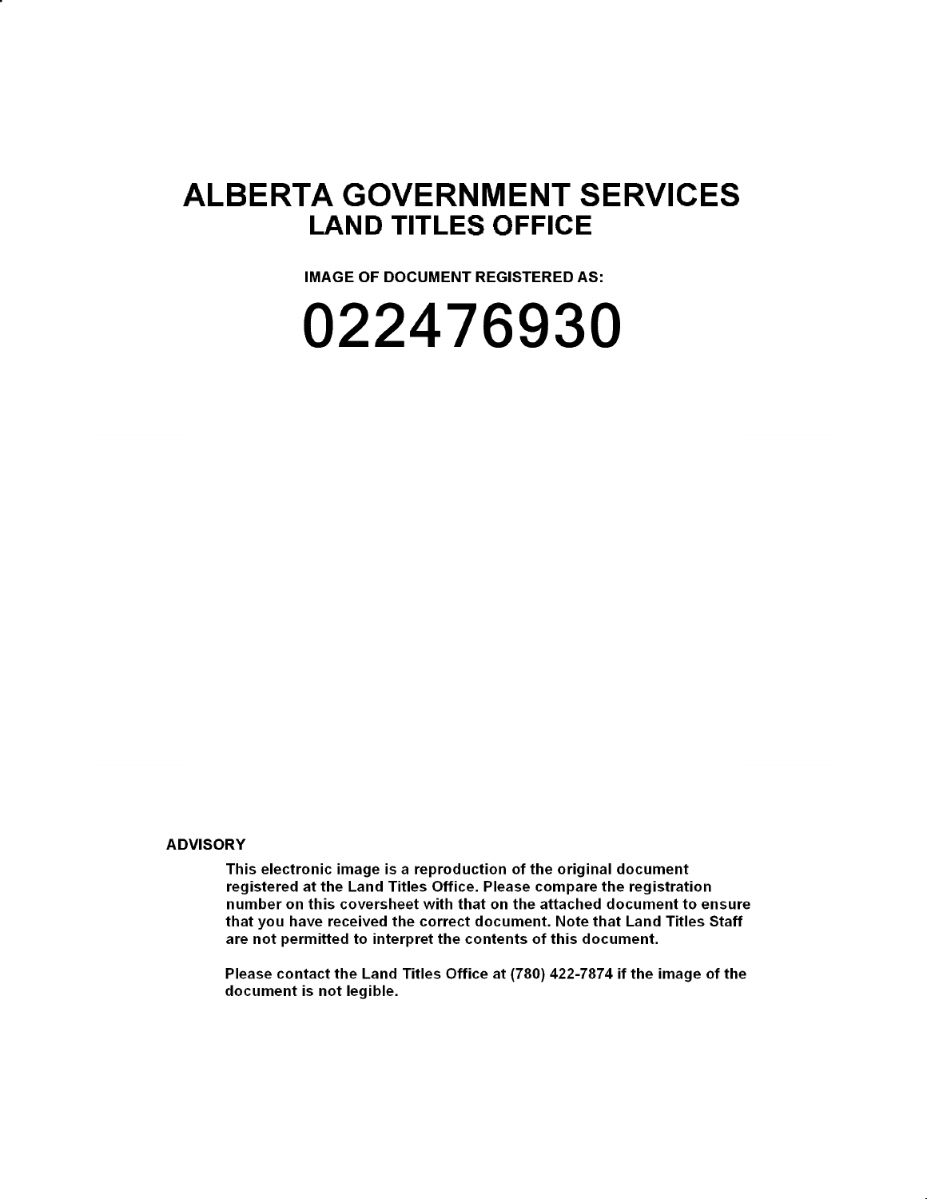# ALBERTA GOVERNMENT SERVICES

## LAND TITLES OFFICE

**IMAGE OF DOCUMENT REGISTERED AS:**

# 022476930

**ADVISORY**

**This electronic image is a reproduction of the original document registered at the Land Titles Office. Please compare the registration number on this coversheet with that on the attached document to ensure that you have received the correct document. Note that Land Titles Staff are not permitted to interpret the contents of this document.**

**Please contact the Land Titles Office at (780) 422-7874 if the image of the document is not legible.**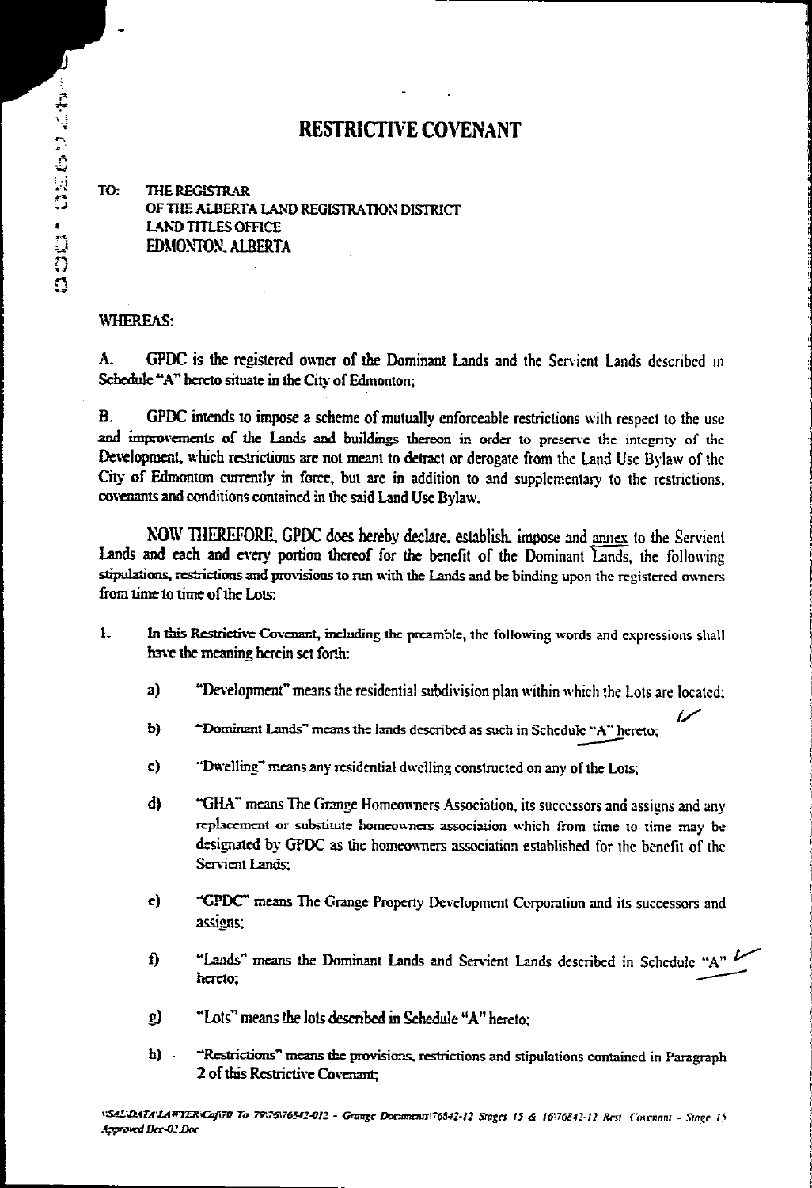# RESTRICTIVE COVENANT

TO: THE REGISTRAR
OF THE ALBERTA LAND REGISTRATION DISTRICT
LAND TITLES OFFICE
EDMONTON, ALBERTA

WHEREAS:

A. GPDC is the registered owner of the Dominant Lands and the Servient Lands described in Schedule "A" hereto situate in the City of Edmonton;

B. GPDC intends to impose a scheme of mutually enforceable restrictions with respect to the use and improvements of the Lands and buildings thereon in order to preserve the integrity of the Development, which restrictions are not meant to detract or derogate from the Land Use Bylaw of the City of Edmonton currently in force, but are in addition to and supplementary to the restrictions, covenants and conditions contained in the said Land Use Bylaw.

NOW THEREFORE, GPDC does hereby declare, establish, impose and annex to the Servient Lands and each and every portion thereof for the benefit of the Dominant Lands, the following stipulations, restrictions and provisions to run with the Lands and be binding upon the registered owners from time to time of the Lots:

1. In this Restrictive Covenant, including the preamble, the following words and expressions shall have the meaning herein set forth:

   a) "Development" means the residential subdivision plan within which the Lots are located;

   b) "Dominant Lands" means the lands described as such in Schedule "A" hereto;

   c) "Dwelling" means any residential dwelling constructed on any of the Lots;

   d) "GHA" means The Grange Homeowners Association, its successors and assigns and any replacement or substitute homeowners association which from time to time may be designated by GPDC as the homeowners association established for the benefit of the Servient Lands;

   e) "GPDC" means The Grange Property Development Corporation and its successors and assigns;

   f) "Lands" means the Dominant Lands and Servient Lands described in Schedule "A" hereto;

   g) "Lots" means the lots described in Schedule "A" hereto;

   h) "Restrictions" means the provisions, restrictions and stipulations contained in Paragraph 2 of this Restrictive Covenant;

\SAL\DATA\LAWYER\Caf\70 To 79\76\76842-012 - Grange Documents\76842-12 Stages 15 & 16\76842-12 Rest Covenant - Stage 15 Approved Dec-02.Doc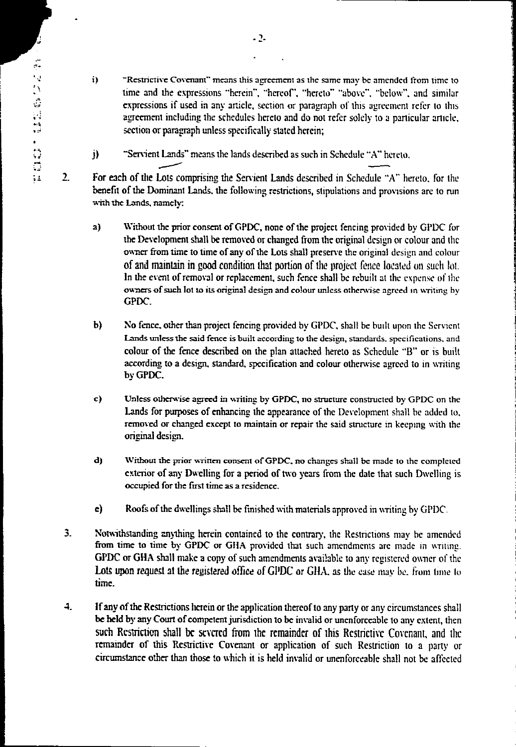i) "Restrictive Covenant" means this agreement as the same may be amended from time to time and the expressions "herein", "hereof", "hereto" "above", "below", and similar expressions if used in any article, section or paragraph of this agreement refer to this agreement including the schedules hereto and do not refer solely to a particular article, section or paragraph unless specifically stated herein;

j) "Servient Lands" means the lands described as such in Schedule "A" hereto.

2. For each of the Lots comprising the Servient Lands described in Schedule "A" hereto, for the benefit of the Dominant Lands, the following restrictions, stipulations and provisions are to run with the Lands, namely:

   a) Without the prior consent of GPDC, none of the project fencing provided by GPDC for the Development shall be removed or changed from the original design or colour and the owner from time to time of any of the Lots shall preserve the original design and colour of and maintain in good condition that portion of the project fence located on such lot. In the event of removal or replacement, such fence shall be rebuilt at the expense of the owners of such lot to its original design and colour unless otherwise agreed in writing by GPDC.

   b) No fence, other than project fencing provided by GPDC, shall be built upon the Servient Lands unless the said fence is built according to the design, standards, specifications, and colour of the fence described on the plan attached hereto as Schedule "B" or is built according to a design, standard, specification and colour otherwise agreed to in writing by GPDC.

   c) Unless otherwise agreed in writing by GPDC, no structure constructed by GPDC on the Lands for purposes of enhancing the appearance of the Development shall be added to, removed or changed except to maintain or repair the said structure in keeping with the original design.

   d) Without the prior written consent of GPDC, no changes shall be made to the completed exterior of any Dwelling for a period of two years from the date that such Dwelling is occupied for the first time as a residence.

   e) Roofs of the dwellings shall be finished with materials approved in writing by GPDC.

3. Notwithstanding anything herein contained to the contrary, the Restrictions may be amended from time to time by GPDC or GHA provided that such amendments are made in writing. GPDC or GHA shall make a copy of such amendments available to any registered owner of the Lots upon request at the registered office of GPDC or GHA, as the case may be, from time to time.

4. If any of the Restrictions herein or the application thereof to any party or any circumstances shall be held by any Court of competent jurisdiction to be invalid or unenforceable to any extent, then such Restriction shall be severed from the remainder of this Restrictive Covenant, and the remainder of this Restrictive Covenant or application of such Restriction to a party or circumstance other than those to which it is held invalid or unenforceable shall not be affected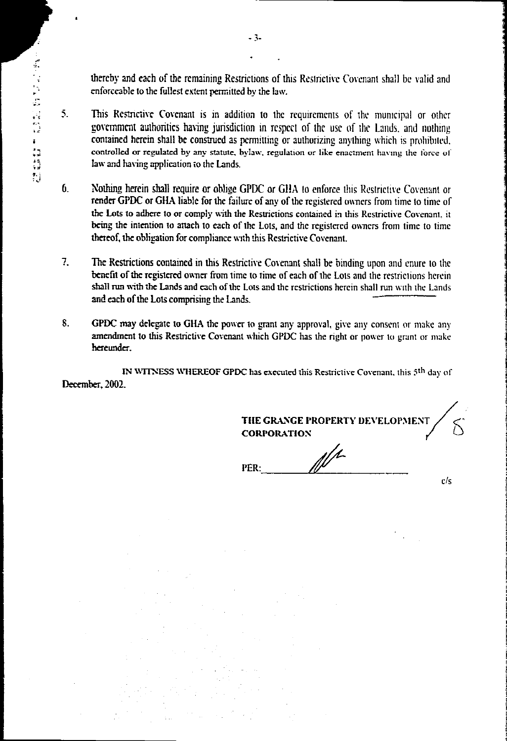thereby and each of the remaining Restrictions of this Restrictive Covenant shall be valid and enforceable to the fullest extent permitted by the law.

5. This Restrictive Covenant is in addition to the requirements of the municipal or other government authorities having jurisdiction in respect of the use of the Lands, and nothing contained herein shall be construed as permitting or authorizing anything which is prohibited, controlled or regulated by any statute, bylaw, regulation or like enactment having the force of law and having application to the Lands.

6. Nothing herein shall require or oblige GPDC or GHA to enforce this Restrictive Covenant or render GPDC or GHA liable for the failure of any of the registered owners from time to time of the Lots to adhere to or comply with the Restrictions contained in this Restrictive Covenant, it being the intention to attach to each of the Lots, and the registered owners from time to time thereof, the obligation for compliance with this Restrictive Covenant.

7. The Restrictions contained in this Restrictive Covenant shall be binding upon and enure to the benefit of the registered owner from time to time of each of the Lots and the restrictions herein shall run with the Lands and each of the Lots and the restrictions herein shall run with the Lands and each of the Lots comprising the Lands.

8. GPDC may delegate to GHA the power to grant any approval, give any consent or make any amendment to this Restrictive Covenant which GPDC has the right or power to grant or make hereunder.

IN WITNESS WHEREOF GPDC has executed this Restrictive Covenant, this 5th day of December, 2002.

**THE GRANGE PROPERTY DEVELOPMENT CORPORATION**

PER: ______________________

c/s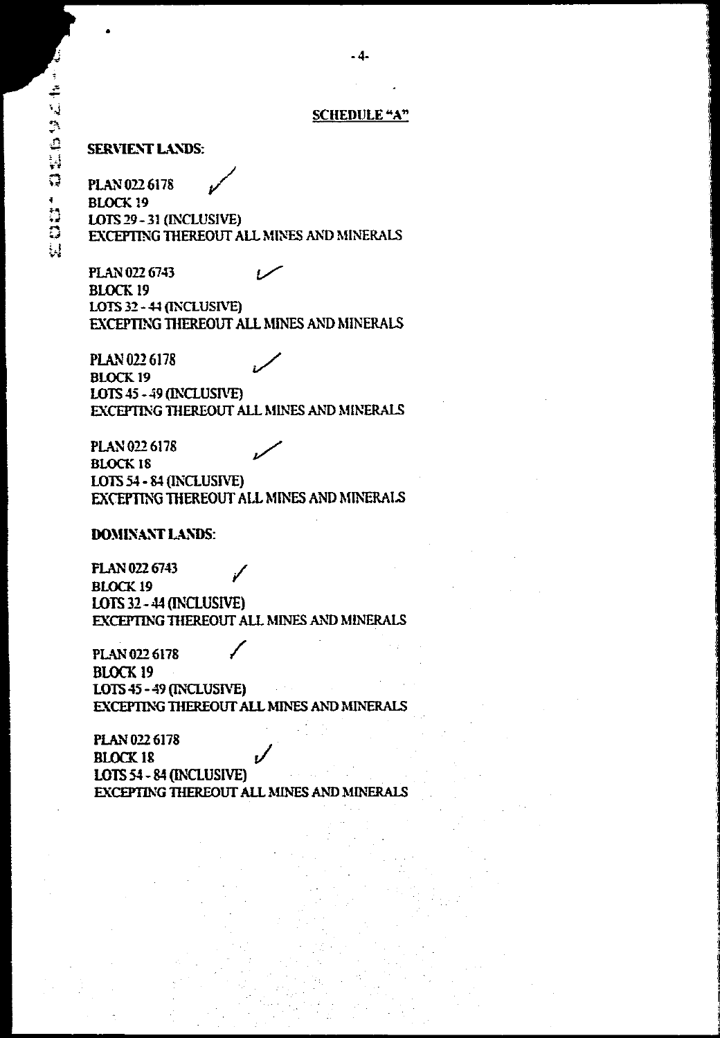## SCHEDULE "A"

**SERVIENT LANDS:**

PLAN 022 6178
BLOCK 19
LOTS 29 - 31 (INCLUSIVE)
EXCEPTING THEREOUT ALL MINES AND MINERALS

PLAN 022 6743
BLOCK 19
LOTS 32 - 44 (INCLUSIVE)
EXCEPTING THEREOUT ALL MINES AND MINERALS

PLAN 022 6178
BLOCK 19
LOTS 45 - 49 (INCLUSIVE)
EXCEPTING THEREOUT ALL MINES AND MINERALS

PLAN 022 6178
BLOCK 18
LOTS 54 - 84 (INCLUSIVE)
EXCEPTING THEREOUT ALL MINES AND MINERALS

**DOMINANT LANDS:**

PLAN 022 6743
BLOCK 19
LOTS 32 - 44 (INCLUSIVE)
EXCEPTING THEREOUT ALL MINES AND MINERALS

PLAN 022 6178
BLOCK 19
LOTS 45 - 49 (INCLUSIVE)
EXCEPTING THEREOUT ALL MINES AND MINERALS

PLAN 022 6178
BLOCK 18
LOTS 54 - 84 (INCLUSIVE)
EXCEPTING THEREOUT ALL MINES AND MINERALS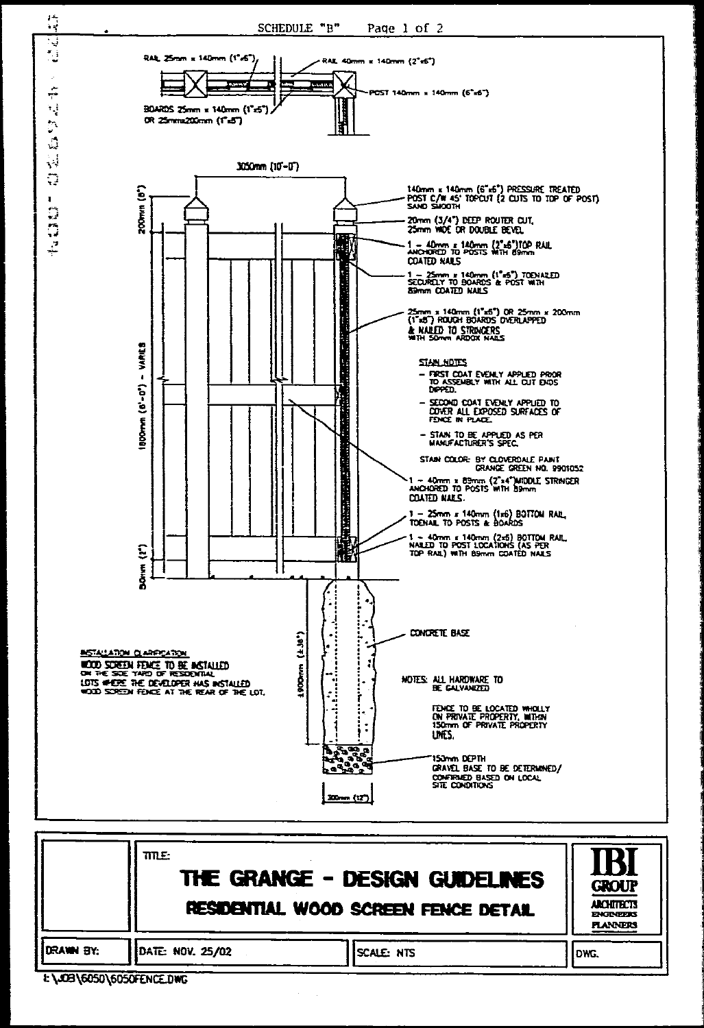SCHEDULE "B"

RAIL 25mm x 140mm (1"x6")

RAIL 40mm x 140mm (2"x6")

POST 140mm x 140mm (6"x6")

BOARDS 25mm x 140mm (1"x5") OR 25mmx200mm (1"x8")

3050mm (10'-0")

200mm (8")

1800mm (6'-0") - VARIES

50mm (2")

1900mm (±36")

300mm (12")

140mm x 140mm (6"x6") PRESSURE TREATED POST C/W 45° TOPCUT (2 CUTS TO TOP OF POST) SAND SMOOTH

20mm (3/4") DEEP ROUTER CUT, 25mm WIDE OR DOUBLE BEVEL

1 - 40mm x 140mm (2"x6") TOP RAIL ANCHORED TO POSTS WITH 89mm COATED NAILS

1 - 25mm x 140mm (1"x5") TOENAILED SECURELY TO BOARDS & POST WITH 89mm COATED NAILS

25mm x 140mm (1"x6") OR 25mm x 200mm (1"x8") ROUGH BOARDS OVERLAPPED & NAILED TO STRINGERS WITH 50mm ARDOX NAILS

STAIN NOTES

- FIRST COAT EVENLY APPLIED PRIOR TO ASSEMBLY WITH ALL CUT ENDS DIPPED.
- SECOND COAT EVENLY APPLIED TO COVER ALL EXPOSED SURFACES OF FENCE IN PLACE.
- STAIN TO BE APPLIED AS PER MANUFACTURER'S SPEC.

STAIN COLOR: BY CLOVERDALE PAINT GRANGE GREEN NO. 9901052

1 - 40mm x 89mm (2"x4") MIDDLE STRINGER ANCHORED TO POSTS WITH 89mm COATED NAILS.

1 - 25mm x 140mm (1x6) BOTTOM RAIL, TOENAIL TO POSTS & BOARDS

1 - 40mm x 140mm (2x6) BOTTOM RAIL, NAILED TO POST LOCATIONS (AS PER TOP RAIL) WITH 89mm COATED NAILS

CONCRETE BASE

NOTES: ALL HARDWARE TO BE GALVANIZED

FENCE TO BE LOCATED WHOLLY ON PRIVATE PROPERTY, WITHIN 150mm OF PRIVATE PROPERTY LINES.

150mm DEPTH GRAVEL BASE TO BE DETERMINED/ CONFIRMED BASED ON LOCAL SITE CONDITIONS

INSTALLATION CLARIFICATION

WOOD SCREEN FENCE TO BE INSTALLED ON THE SIDE YARD OF RESIDENTIAL LOTS WHERE THE DEVELOPER HAS INSTALLED WOOD SCREEN FENCE AT THE REAR OF THE LOT.

TITLE:

# THE GRANGE - DESIGN GUIDELINES

## RESIDENTIAL WOOD SCREEN FENCE DETAIL

IBI GROUP ARCHITECTS ENGINEERS PLANNERS

| DRAWN BY: | DATE: NOV. 25/02 | SCALE: NTS | DWG. |
|---|---|---|---|

I:\JOB\6050\6050FENCE.DWG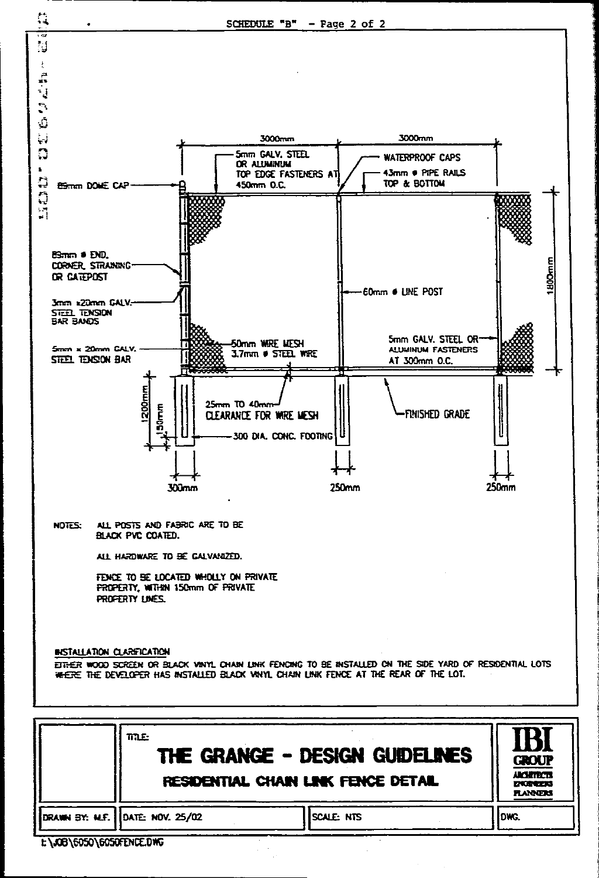SCHEDULE "B"

3000mm

3000mm

5mm GALV. STEEL OR ALUMINUM TOP EDGE FASTENERS AT 450mm O.C.

WATERPROOF CAPS

43mm ⌀ PIPE RAILS TOP & BOTTOM

85mm DOME CAP

89mm ⌀ END, CORNER, STRAINING OR GATEPOST

3mm x20mm GALV. STEEL TENSION BAR BANDS

5mm x 20mm GALV. STEEL TENSION BAR

50mm WIRE MESH 3.7mm ⌀ STEEL WIRE

60mm ⌀ LINE POST

5mm GALV. STEEL OR ALUMINUM FASTENERS AT 300mm O.C.

1800mm

1200mm

150mm

25mm TO 40mm CLEARANCE FOR WIRE MESH

FINISHED GRADE

300 DIA. CONC. FOOTING

300mm

250mm

250mm

NOTES: ALL POSTS AND FABRIC ARE TO BE BLACK PVC COATED.

ALL HARDWARE TO BE GALVANIZED.

FENCE TO BE LOCATED WHOLLY ON PRIVATE PROPERTY, WITHIN 150mm OF PRIVATE PROPERTY LINES.

**INSTALLATION CLARIFICATION**

EITHER WOOD SCREEN OR BLACK VINYL CHAIN LINK FENCING TO BE INSTALLED ON THE SIDE YARD OF RESIDENTIAL LOTS WHERE THE DEVELOPER HAS INSTALLED BLACK VINYL CHAIN LINK FENCE AT THE REAR OF THE LOT.

| | TITLE: **THE GRANGE - DESIGN GUIDELINES** **RESIDENTIAL CHAIN LINK FENCE DETAIL** | | IBI GROUP ARCHITECTS ENGINEERS PLANNERS |
|---|---|---|---|
| DRAWN BY: M.F. | DATE: NOV. 25/02 | SCALE: NTS | DWG. |

t:\JOB\6050\6050FENCE.DWG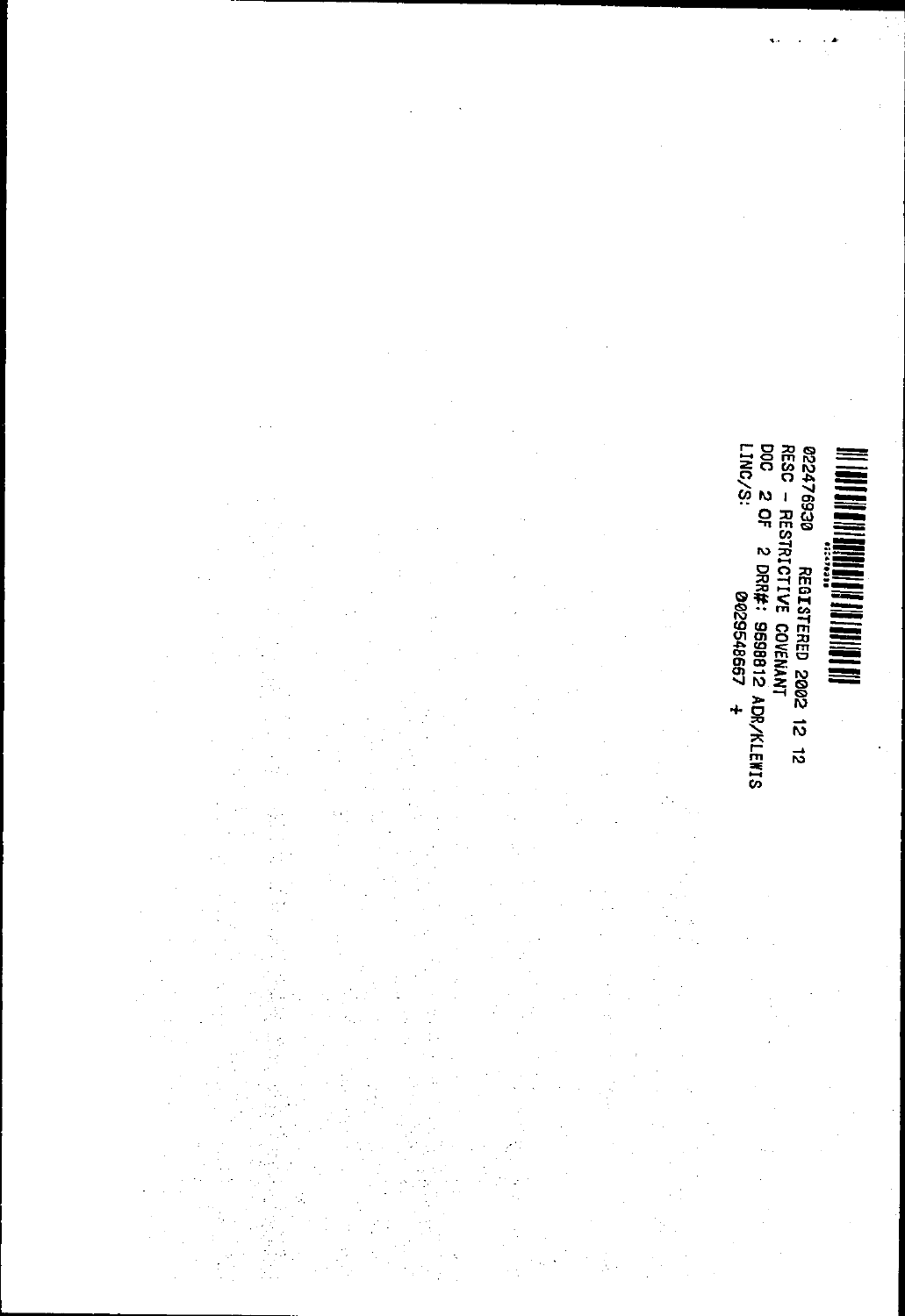02247930 REGISTERED 2002 12 12
RESC - RESTRICTIVE COVENANT
DOC 2 OF 2 DRR#: 9698812 ADR/KLEWIS
LINC/S: 0029548667 +